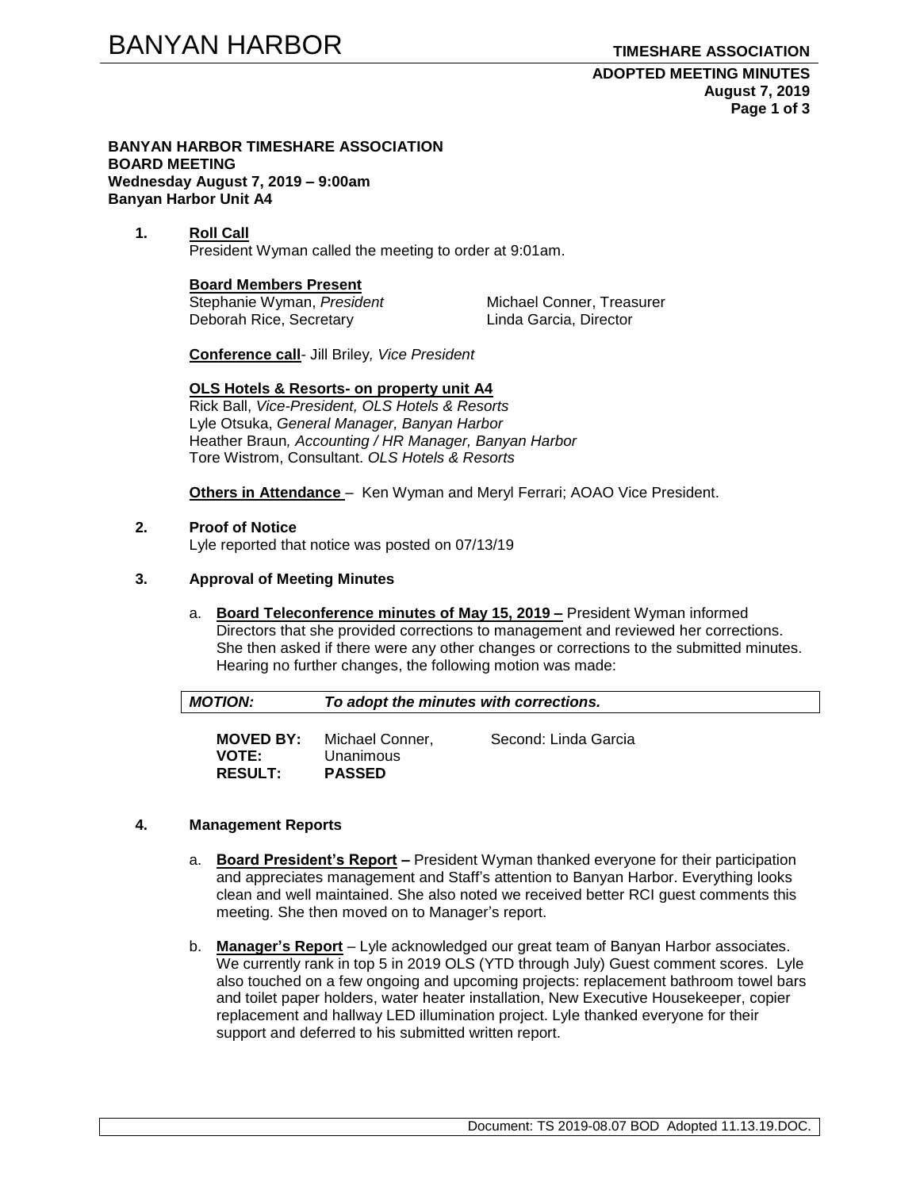**BANYAN HARBOR TIMESHARE ASSOCIATION**
**BOARD MEETING**
**Wednesday August 7, 2019 – 9:00am**
**Banyan Harbor Unit A4**

**1. Roll Call**

President Wyman called the meeting to order at 9:01am.

**Board Members Present**

Stephanie Wyman, *President*
Michael Conner, Treasurer
Deborah Rice, Secretary
Linda Garcia, Director

**Conference call**- Jill Briley*, Vice President*

**OLS Hotels & Resorts- on property unit A4**

Rick Ball, *Vice-President, OLS Hotels & Resorts*
Lyle Otsuka, *General Manager, Banyan Harbor*
Heather Braun*, Accounting / HR Manager, Banyan Harbor*
Tore Wistrom, Consultant. *OLS Hotels & Resorts*

**Others in Attendance** – Ken Wyman and Meryl Ferrari; AOAO Vice President.

**2. Proof of Notice**

Lyle reported that notice was posted on 07/13/19

**3. Approval of Meeting Minutes**

a. **Board Teleconference minutes of May 15, 2019 –** President Wyman informed Directors that she provided corrections to management and reviewed her corrections. She then asked if there were any other changes or corrections to the submitted minutes. Hearing no further changes, the following motion was made:

| ***MOTION:*** | ***To adopt the minutes with corrections.*** |
|---|---|

**MOVED BY:** Michael Conner, Second: Linda Garcia
**VOTE:** Unanimous
**RESULT:** **PASSED**

**4. Management Reports**

a. **Board President's Report –** President Wyman thanked everyone for their participation and appreciates management and Staff's attention to Banyan Harbor. Everything looks clean and well maintained. She also noted we received better RCI guest comments this meeting. She then moved on to Manager's report.

b. **Manager's Report** – Lyle acknowledged our great team of Banyan Harbor associates. We currently rank in top 5 in 2019 OLS (YTD through July) Guest comment scores. Lyle also touched on a few ongoing and upcoming projects: replacement bathroom towel bars and toilet paper holders, water heater installation, New Executive Housekeeper, copier replacement and hallway LED illumination project. Lyle thanked everyone for their support and deferred to his submitted written report.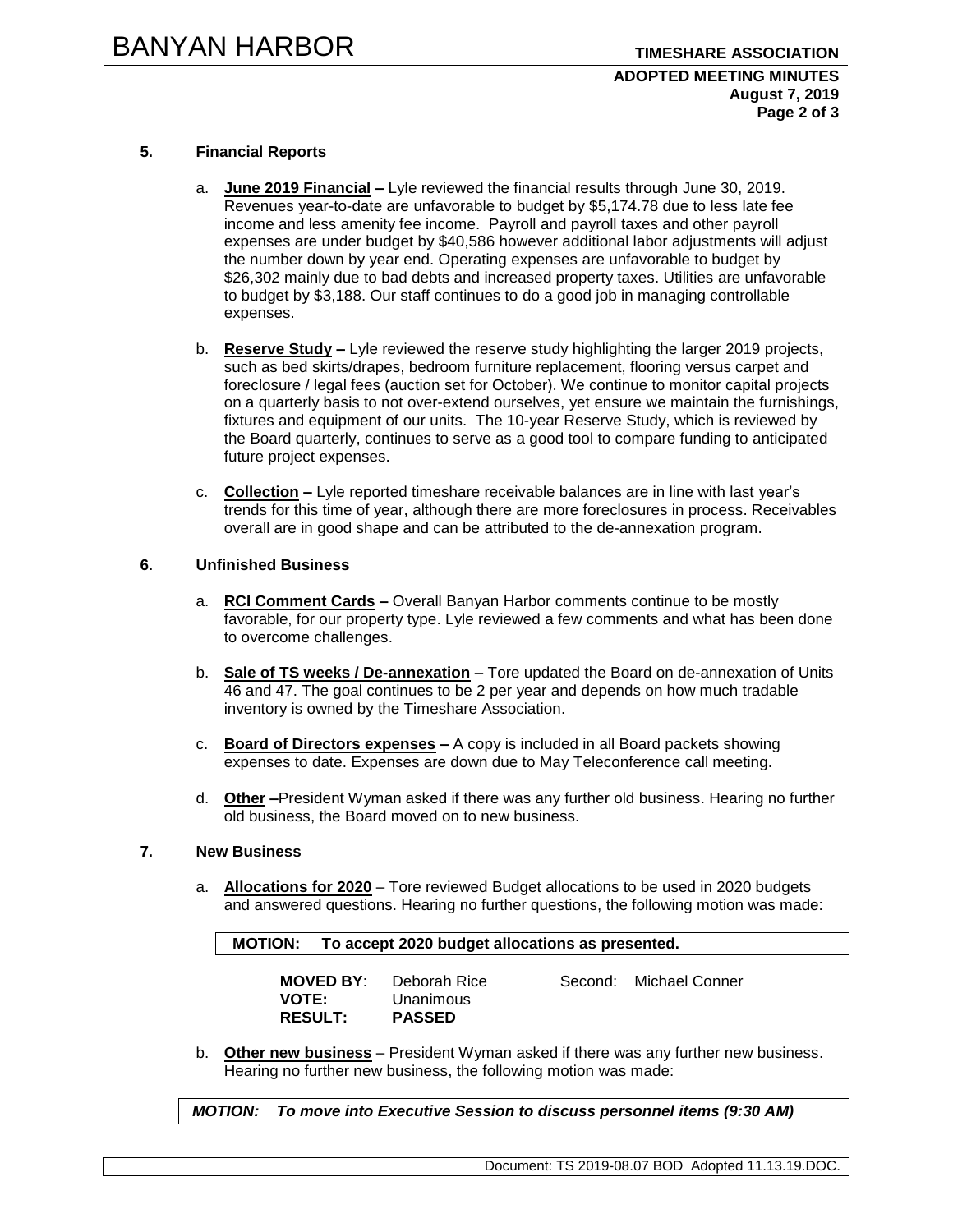## 5. Financial Reports

a. **June 2019 Financial –** Lyle reviewed the financial results through June 30, 2019. Revenues year-to-date are unfavorable to budget by $5,174.78 due to less late fee income and less amenity fee income. Payroll and payroll taxes and other payroll expenses are under budget by $40,586 however additional labor adjustments will adjust the number down by year end. Operating expenses are unfavorable to budget by $26,302 mainly due to bad debts and increased property taxes. Utilities are unfavorable to budget by $3,188. Our staff continues to do a good job in managing controllable expenses.

b. **Reserve Study –** Lyle reviewed the reserve study highlighting the larger 2019 projects, such as bed skirts/drapes, bedroom furniture replacement, flooring versus carpet and foreclosure / legal fees (auction set for October). We continue to monitor capital projects on a quarterly basis to not over-extend ourselves, yet ensure we maintain the furnishings, fixtures and equipment of our units. The 10-year Reserve Study, which is reviewed by the Board quarterly, continues to serve as a good tool to compare funding to anticipated future project expenses.

c. **Collection –** Lyle reported timeshare receivable balances are in line with last year's trends for this time of year, although there are more foreclosures in process. Receivables overall are in good shape and can be attributed to the de-annexation program.

## 6. Unfinished Business

a. **RCI Comment Cards –** Overall Banyan Harbor comments continue to be mostly favorable, for our property type. Lyle reviewed a few comments and what has been done to overcome challenges.

b. **Sale of TS weeks / De-annexation** – Tore updated the Board on de-annexation of Units 46 and 47. The goal continues to be 2 per year and depends on how much tradable inventory is owned by the Timeshare Association.

c. **Board of Directors expenses –** A copy is included in all Board packets showing expenses to date. Expenses are down due to May Teleconference call meeting.

d. **Other –**President Wyman asked if there was any further old business. Hearing no further old business, the Board moved on to new business.

## 7. New Business

a. **Allocations for 2020** – Tore reviewed Budget allocations to be used in 2020 budgets and answered questions. Hearing no further questions, the following motion was made:

**MOTION: To accept 2020 budget allocations as presented.**

**MOVED BY**: Deborah Rice  Second: Michael Conner
**VOTE:** Unanimous
**RESULT:** **PASSED**

b. **Other new business** – President Wyman asked if there was any further new business. Hearing no further new business, the following motion was made:

***MOTION: To move into Executive Session to discuss personnel items (9:30 AM)***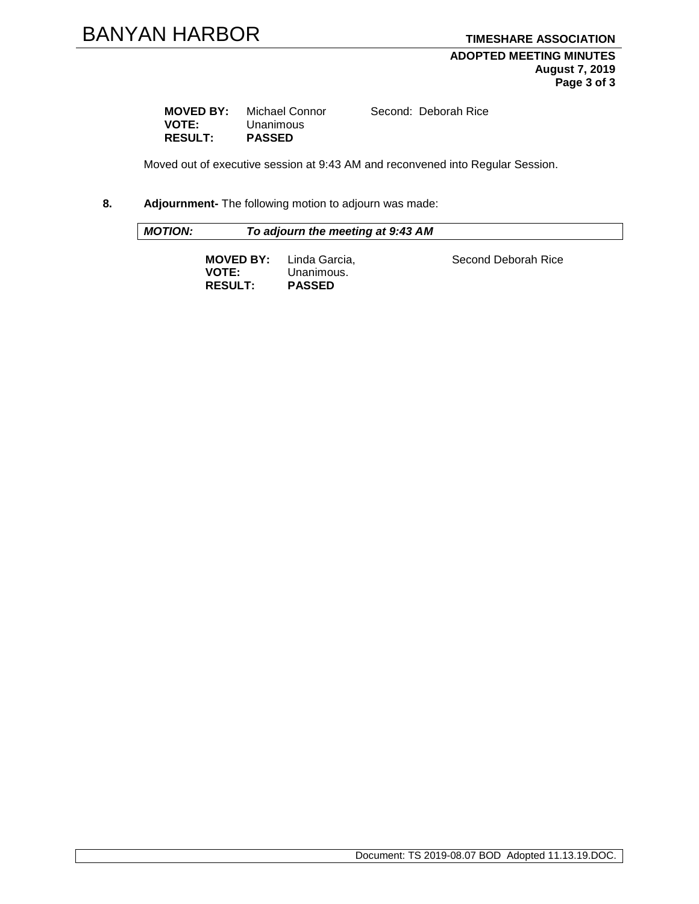**MOVED BY:** Michael Connor Second: Deborah Rice
**VOTE:** Unanimous
**RESULT:** **PASSED**

Moved out of executive session at 9:43 AM and reconvened into Regular Session.

**8. Adjournment-** The following motion to adjourn was made:

| ***MOTION:*** | ***To adjourn the meeting at 9:43 AM*** |
|---|---|

**MOVED BY:** Linda Garcia, Second Deborah Rice
**VOTE:** Unanimous.
**RESULT:** **PASSED**

Document: TS 2019-08.07 BOD Adopted 11.13.19.DOC.